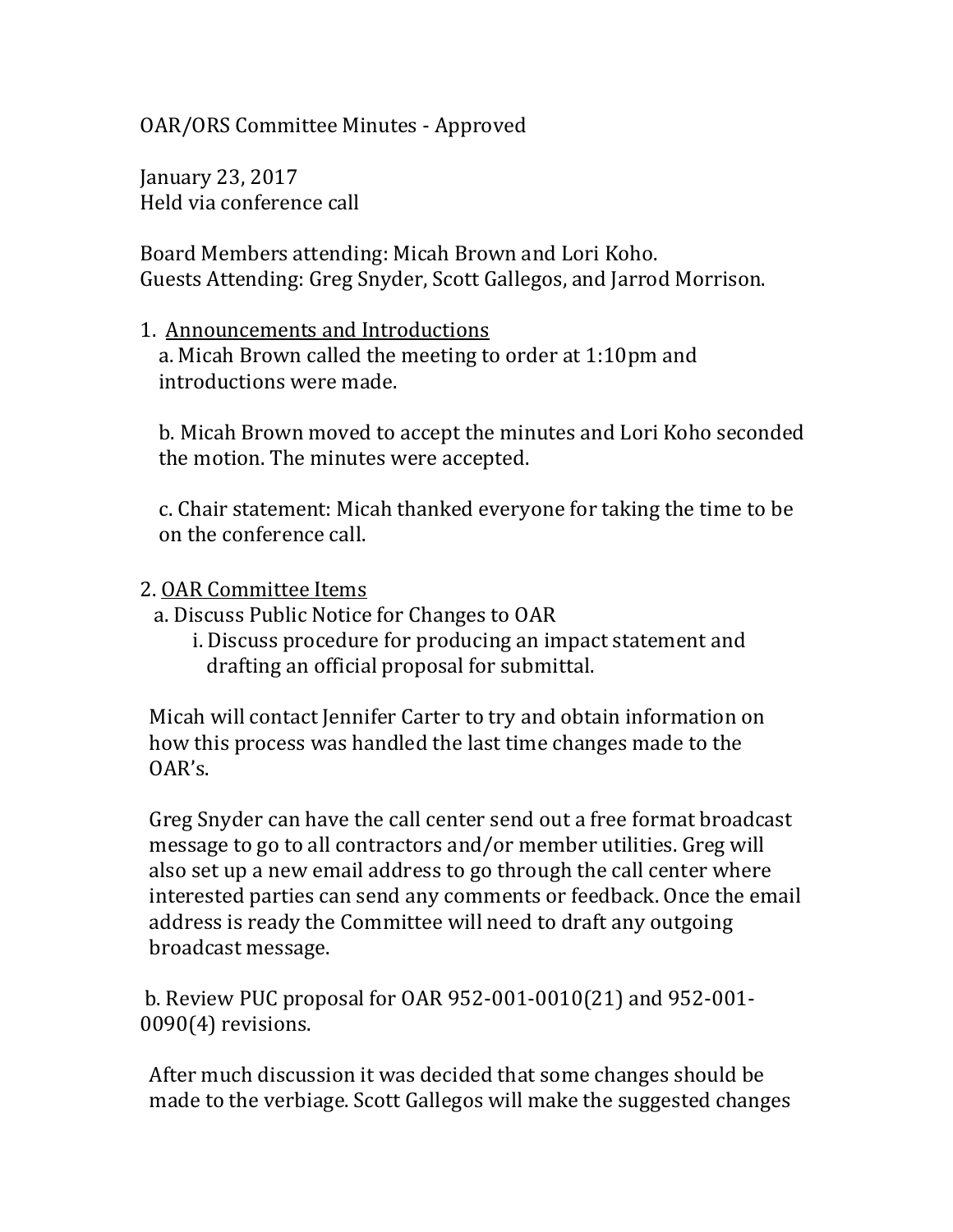OAR/ORS Committee Minutes - Approved

January 23, 2017
Held via conference call

Board Members attending: Micah Brown and Lori Koho.
Guests Attending: Greg Snyder, Scott Gallegos, and Jarrod Morrison.

1. <u>Announcements and Introductions</u>
   a. Micah Brown called the meeting to order at 1:10pm and introductions were made.

   b. Micah Brown moved to accept the minutes and Lori Koho seconded the motion. The minutes were accepted.

   c. Chair statement: Micah thanked everyone for taking the time to be on the conference call.

2. <u>OAR Committee Items</u>
   a. Discuss Public Notice for Changes to OAR
      i. Discuss procedure for producing an impact statement and drafting an official proposal for submittal.

   Micah will contact Jennifer Carter to try and obtain information on how this process was handled the last time changes made to the OAR's.

   Greg Snyder can have the call center send out a free format broadcast message to go to all contractors and/or member utilities. Greg will also set up a new email address to go through the call center where interested parties can send any comments or feedback. Once the email address is ready the Committee will need to draft any outgoing broadcast message.

   b. Review PUC proposal for OAR 952-001-0010(21) and 952-001-0090(4) revisions.

   After much discussion it was decided that some changes should be made to the verbiage. Scott Gallegos will make the suggested changes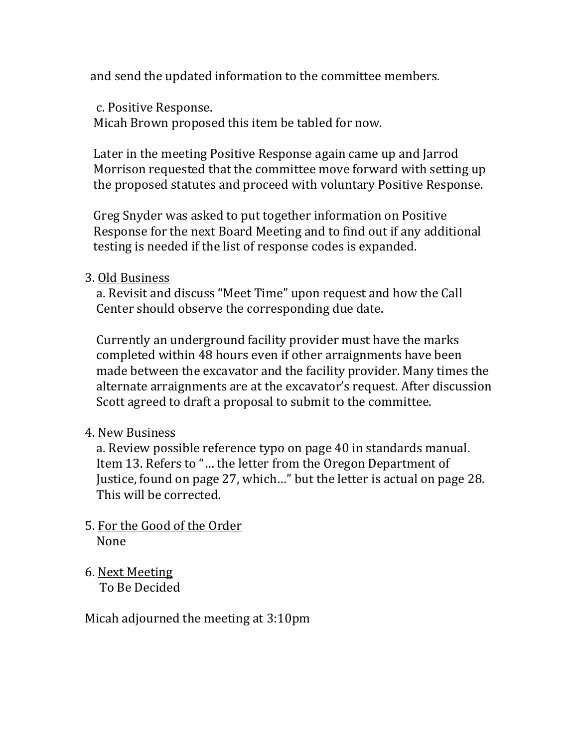and send the updated information to the committee members.

c. Positive Response.
Micah Brown proposed this item be tabled for now.

Later in the meeting Positive Response again came up and Jarrod Morrison requested that the committee move forward with setting up the proposed statutes and proceed with voluntary Positive Response.

Greg Snyder was asked to put together information on Positive Response for the next Board Meeting and to find out if any additional testing is needed if the list of response codes is expanded.

3. <u>Old Business</u>
   a. Revisit and discuss "Meet Time" upon request and how the Call Center should observe the corresponding due date.

   Currently an underground facility provider must have the marks completed within 48 hours even if other arraignments have been made between the excavator and the facility provider. Many times the alternate arraignments are at the excavator's request. After discussion Scott agreed to draft a proposal to submit to the committee.

4. <u>New Business</u>
   a. Review possible reference typo on page 40 in standards manual. Item 13. Refers to "… the letter from the Oregon Department of Justice, found on page 27, which…" but the letter is actual on page 28. This will be corrected.

5. <u>For the Good of the Order</u>
   None

6. <u>Next Meeting</u>
   To Be Decided

Micah adjourned the meeting at 3:10pm